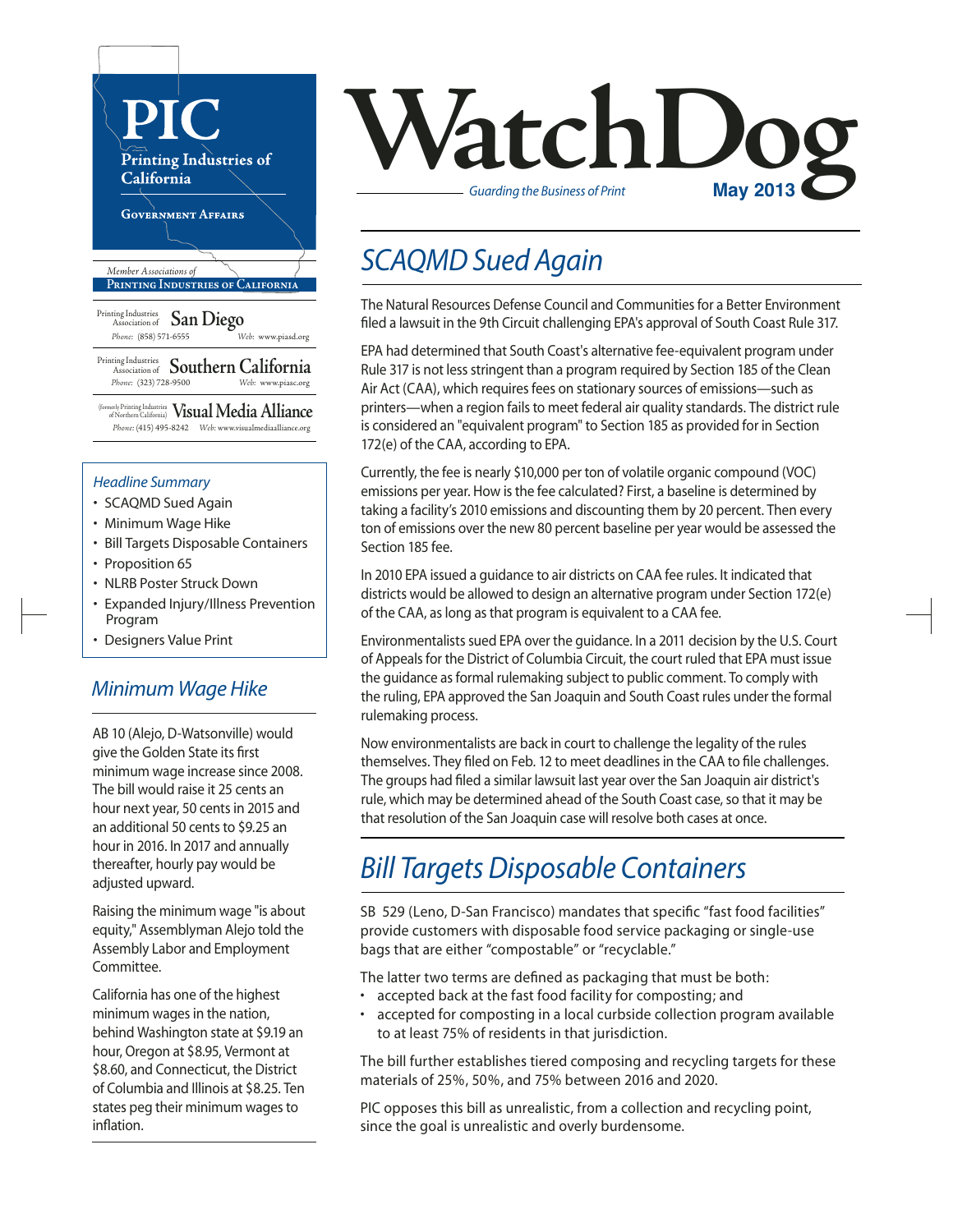# PIC

Printing Industries of California

Government Affairs

*Member Associations of*
**Printing Industries of California**

Printing Industries Association of **San Diego**
*Phone:* (858) 571-6555 *Web:* www.piasd.org

Printing Industries Association of **Southern California**
*Phone:* (323) 728-9500 *Web:* www.piasc.org

(formerly Printing Industries of Northern California) **Visual Media Alliance**
*Phone:* (415) 495-8242 *Web:* www.visualmediaalliance.org

# WatchDog

*Guarding the Business of Print*

**May 2013**

*Headline Summary*

- SCAQMD Sued Again
- Minimum Wage Hike
- Bill Targets Disposable Containers
- Proposition 65
- NLRB Poster Struck Down
- Expanded Injury/Illness Prevention Program
- Designers Value Print

## SCAQMD Sued Again

The Natural Resources Defense Council and Communities for a Better Environment filed a lawsuit in the 9th Circuit challenging EPA's approval of South Coast Rule 317.

EPA had determined that South Coast's alternative fee-equivalent program under Rule 317 is not less stringent than a program required by Section 185 of the Clean Air Act (CAA), which requires fees on stationary sources of emissions—such as printers—when a region fails to meet federal air quality standards. The district rule is considered an "equivalent program" to Section 185 as provided for in Section 172(e) of the CAA, according to EPA.

Currently, the fee is nearly $10,000 per ton of volatile organic compound (VOC) emissions per year. How is the fee calculated? First, a baseline is determined by taking a facility's 2010 emissions and discounting them by 20 percent. Then every ton of emissions over the new 80 percent baseline per year would be assessed the Section 185 fee.

In 2010 EPA issued a guidance to air districts on CAA fee rules. It indicated that districts would be allowed to design an alternative program under Section 172(e) of the CAA, as long as that program is equivalent to a CAA fee.

Environmentalists sued EPA over the guidance. In a 2011 decision by the U.S. Court of Appeals for the District of Columbia Circuit, the court ruled that EPA must issue the guidance as formal rulemaking subject to public comment. To comply with the ruling, EPA approved the San Joaquin and South Coast rules under the formal rulemaking process.

Now environmentalists are back in court to challenge the legality of the rules themselves. They filed on Feb. 12 to meet deadlines in the CAA to file challenges. The groups had filed a similar lawsuit last year over the San Joaquin air district's rule, which may be determined ahead of the South Coast case, so that it may be that resolution of the San Joaquin case will resolve both cases at once.

## Minimum Wage Hike

AB 10 (Alejo, D-Watsonville) would give the Golden State its first minimum wage increase since 2008. The bill would raise it 25 cents an hour next year, 50 cents in 2015 and an additional 50 cents to $9.25 an hour in 2016. In 2017 and annually thereafter, hourly pay would be adjusted upward.

Raising the minimum wage "is about equity," Assemblyman Alejo told the Assembly Labor and Employment Committee.

California has one of the highest minimum wages in the nation, behind Washington state at $9.19 an hour, Oregon at $8.95, Vermont at $8.60, and Connecticut, the District of Columbia and Illinois at $8.25. Ten states peg their minimum wages to inflation.

## Bill Targets Disposable Containers

SB 529 (Leno, D-San Francisco) mandates that specific "fast food facilities" provide customers with disposable food service packaging or single-use bags that are either "compostable" or "recyclable."

The latter two terms are defined as packaging that must be both:

- accepted back at the fast food facility for composting; and
- accepted for composting in a local curbside collection program available to at least 75% of residents in that jurisdiction.

The bill further establishes tiered composing and recycling targets for these materials of 25%, 50%, and 75% between 2016 and 2020.

PIC opposes this bill as unrealistic, from a collection and recycling point, since the goal is unrealistic and overly burdensome.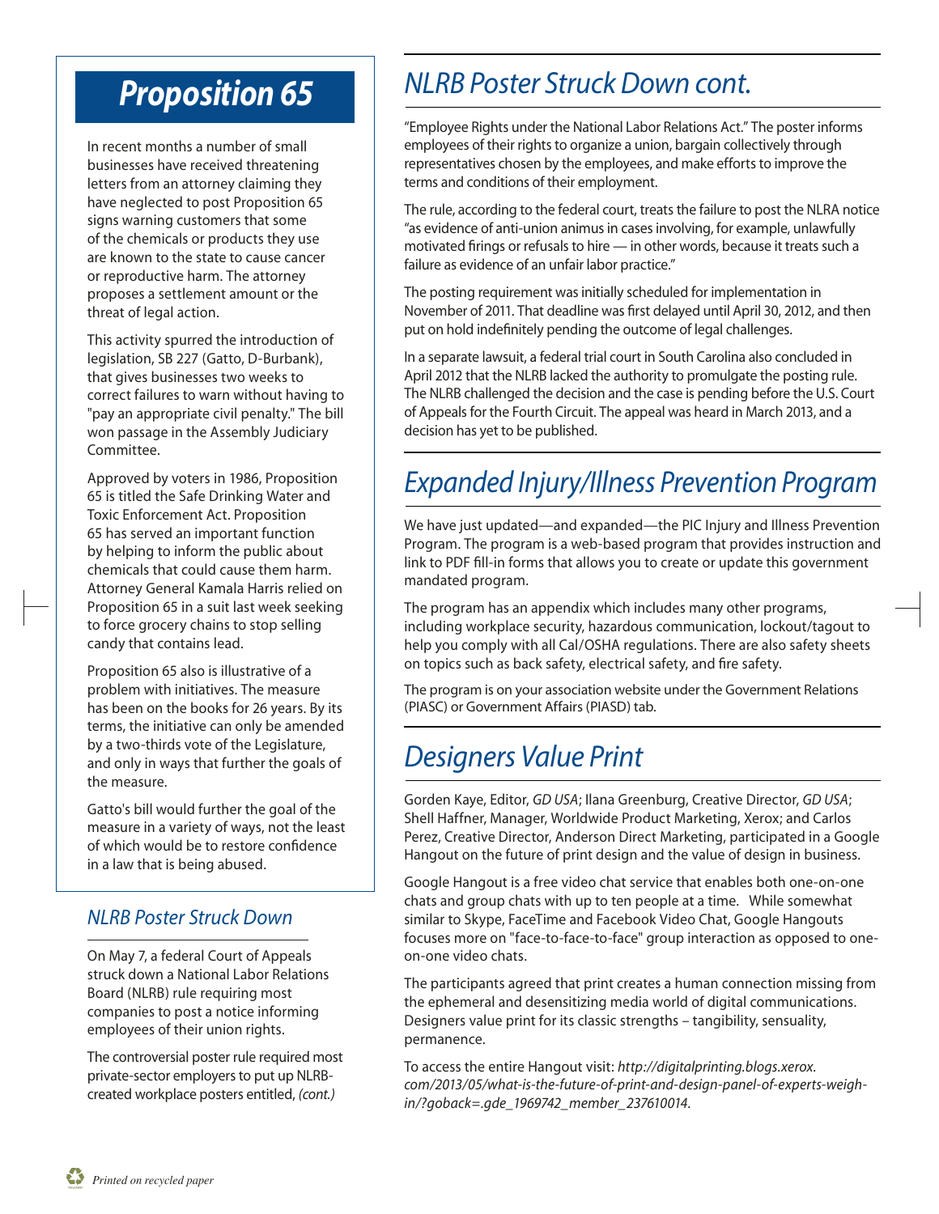# Proposition 65

In recent months a number of small businesses have received threatening letters from an attorney claiming they have neglected to post Proposition 65 signs warning customers that some of the chemicals or products they use are known to the state to cause cancer or reproductive harm. The attorney proposes a settlement amount or the threat of legal action.

This activity spurred the introduction of legislation, SB 227 (Gatto, D-Burbank), that gives businesses two weeks to correct failures to warn without having to "pay an appropriate civil penalty." The bill won passage in the Assembly Judiciary Committee.

Approved by voters in 1986, Proposition 65 is titled the Safe Drinking Water and Toxic Enforcement Act. Proposition 65 has served an important function by helping to inform the public about chemicals that could cause them harm. Attorney General Kamala Harris relied on Proposition 65 in a suit last week seeking to force grocery chains to stop selling candy that contains lead.

Proposition 65 also is illustrative of a problem with initiatives. The measure has been on the books for 26 years. By its terms, the initiative can only be amended by a two-thirds vote of the Legislature, and only in ways that further the goals of the measure.

Gatto's bill would further the goal of the measure in a variety of ways, not the least of which would be to restore confidence in a law that is being abused.

## *NLRB Poster Struck Down*

On May 7, a federal Court of Appeals struck down a National Labor Relations Board (NLRB) rule requiring most companies to post a notice informing employees of their union rights.

The controversial poster rule required most private-sector employers to put up NLRB-created workplace posters entitled, *(cont.)*

## *NLRB Poster Struck Down cont.*

"Employee Rights under the National Labor Relations Act." The poster informs employees of their rights to organize a union, bargain collectively through representatives chosen by the employees, and make efforts to improve the terms and conditions of their employment.

The rule, according to the federal court, treats the failure to post the NLRA notice "as evidence of anti-union animus in cases involving, for example, unlawfully motivated firings or refusals to hire — in other words, because it treats such a failure as evidence of an unfair labor practice."

The posting requirement was initially scheduled for implementation in November of 2011. That deadline was first delayed until April 30, 2012, and then put on hold indefinitely pending the outcome of legal challenges.

In a separate lawsuit, a federal trial court in South Carolina also concluded in April 2012 that the NLRB lacked the authority to promulgate the posting rule. The NLRB challenged the decision and the case is pending before the U.S. Court of Appeals for the Fourth Circuit. The appeal was heard in March 2013, and a decision has yet to be published.

## *Expanded Injury/Illness Prevention Program*

We have just updated—and expanded—the PIC Injury and Illness Prevention Program. The program is a web-based program that provides instruction and link to PDF fill-in forms that allows you to create or update this government mandated program.

The program has an appendix which includes many other programs, including workplace security, hazardous communication, lockout/tagout to help you comply with all Cal/OSHA regulations. There are also safety sheets on topics such as back safety, electrical safety, and fire safety.

The program is on your association website under the Government Relations (PIASC) or Government Affairs (PIASD) tab.

## *Designers Value Print*

Gorden Kaye, Editor, *GD USA*; Ilana Greenburg, Creative Director, *GD USA*; Shell Haffner, Manager, Worldwide Product Marketing, Xerox; and Carlos Perez, Creative Director, Anderson Direct Marketing, participated in a Google Hangout on the future of print design and the value of design in business.

Google Hangout is a free video chat service that enables both one-on-one chats and group chats with up to ten people at a time. While somewhat similar to Skype, FaceTime and Facebook Video Chat, Google Hangouts focuses more on "face-to-face-to-face" group interaction as opposed to one-on-one video chats.

The participants agreed that print creates a human connection missing from the ephemeral and desensitizing media world of digital communications. Designers value print for its classic strengths – tangibility, sensuality, permanence.

To access the entire Hangout visit: *http://digitalprinting.blogs.xerox.com/2013/05/what-is-the-future-of-print-and-design-panel-of-experts-weigh-in/?goback=.gde_1969742_member_237610014.*

*Printed on recycled paper*